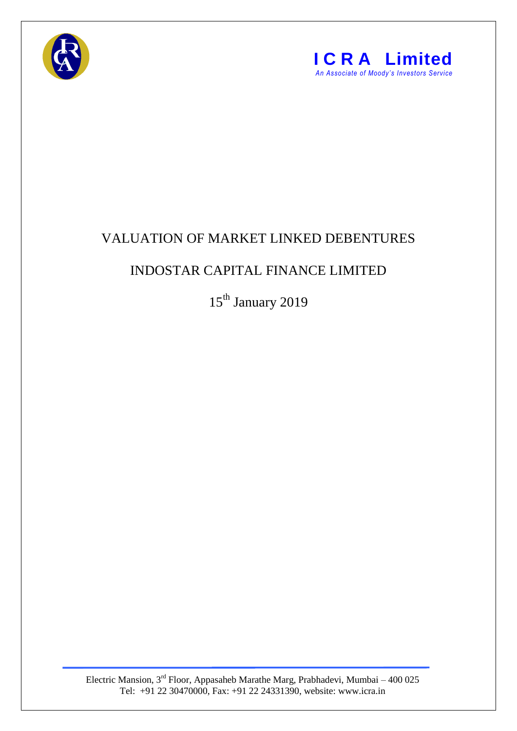**I C R A Limited**

*An Associate of Moody's Investors Service*

# VALUATION OF MARKET LINKED DEBENTURES

## INDOSTAR CAPITAL FINANCE LIMITED

15th January 2019

Electric Mansion, 3rd Floor, Appasaheb Marathe Marg, Prabhadevi, Mumbai – 400 025
Tel: +91 22 30470000, Fax: +91 22 24331390, website: www.icra.in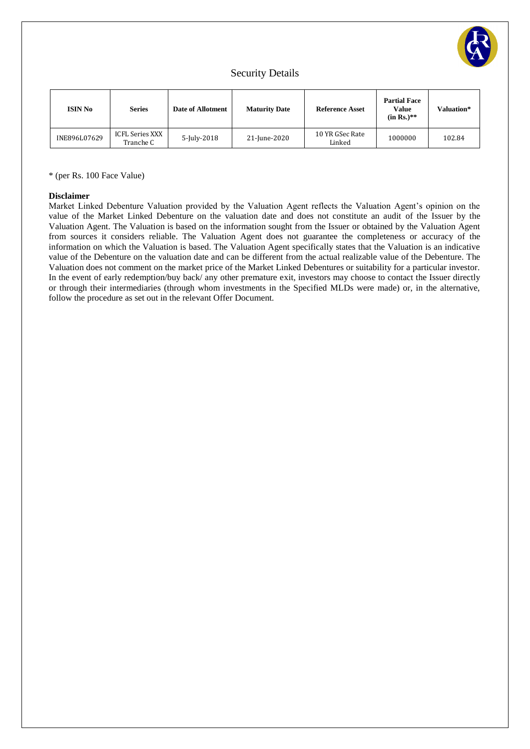## Security Details

| ISIN No | Series | Date of Allotment | Maturity Date | Reference Asset | Partial Face Value (in Rs.)** | Valuation* |
|---|---|---|---|---|---|---|
| INE896L07629 | ICFL Series XXX Tranche C | 5-July-2018 | 21-June-2020 | 10 YR GSec Rate Linked | 1000000 | 102.84 |

* (per Rs. 100 Face Value)

**Disclaimer**

Market Linked Debenture Valuation provided by the Valuation Agent reflects the Valuation Agent's opinion on the value of the Market Linked Debenture on the valuation date and does not constitute an audit of the Issuer by the Valuation Agent. The Valuation is based on the information sought from the Issuer or obtained by the Valuation Agent from sources it considers reliable. The Valuation Agent does not guarantee the completeness or accuracy of the information on which the Valuation is based. The Valuation Agent specifically states that the Valuation is an indicative value of the Debenture on the valuation date and can be different from the actual realizable value of the Debenture. The Valuation does not comment on the market price of the Market Linked Debentures or suitability for a particular investor. In the event of early redemption/buy back/ any other premature exit, investors may choose to contact the Issuer directly or through their intermediaries (through whom investments in the Specified MLDs were made) or, in the alternative, follow the procedure as set out in the relevant Offer Document.